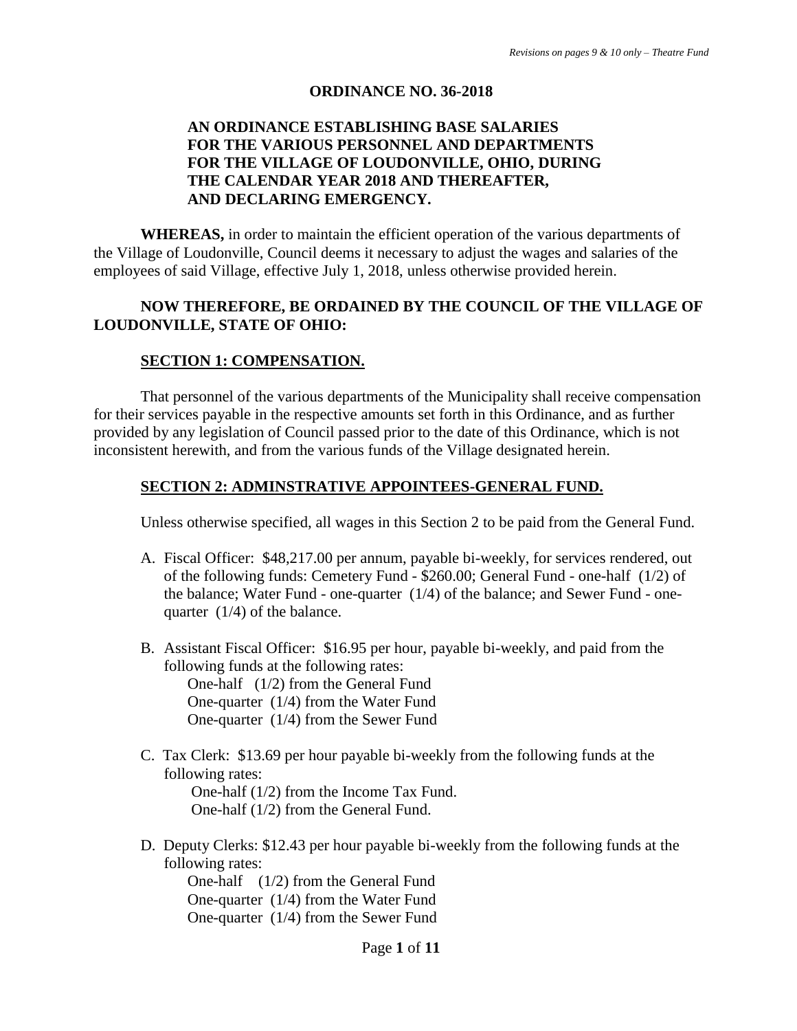*Revisions on pages 9 & 10 only – Theatre Fund*

# ORDINANCE NO. 36-2018

## AN ORDINANCE ESTABLISHING BASE SALARIES FOR THE VARIOUS PERSONNEL AND DEPARTMENTS FOR THE VILLAGE OF LOUDONVILLE, OHIO, DURING THE CALENDAR YEAR 2018 AND THEREAFTER, AND DECLARING EMERGENCY.

**WHEREAS,** in order to maintain the efficient operation of the various departments of the Village of Loudonville, Council deems it necessary to adjust the wages and salaries of the employees of said Village, effective July 1, 2018, unless otherwise provided herein.

**NOW THEREFORE, BE ORDAINED BY THE COUNCIL OF THE VILLAGE OF LOUDONVILLE, STATE OF OHIO:**

### SECTION 1: COMPENSATION.

That personnel of the various departments of the Municipality shall receive compensation for their services payable in the respective amounts set forth in this Ordinance, and as further provided by any legislation of Council passed prior to the date of this Ordinance, which is not inconsistent herewith, and from the various funds of the Village designated herein.

### SECTION 2: ADMINSTRATIVE APPOINTEES-GENERAL FUND.

Unless otherwise specified, all wages in this Section 2 to be paid from the General Fund.

A. Fiscal Officer: $48,217.00 per annum, payable bi-weekly, for services rendered, out of the following funds: Cemetery Fund - $260.00; General Fund - one-half (1/2) of the balance; Water Fund - one-quarter (1/4) of the balance; and Sewer Fund - one-quarter (1/4) of the balance.

B. Assistant Fiscal Officer: $16.95 per hour, payable bi-weekly, and paid from the following funds at the following rates:
   One-half (1/2) from the General Fund
   One-quarter (1/4) from the Water Fund
   One-quarter (1/4) from the Sewer Fund

C. Tax Clerk: $13.69 per hour payable bi-weekly from the following funds at the following rates:
   One-half (1/2) from the Income Tax Fund.
   One-half (1/2) from the General Fund.

D. Deputy Clerks: $12.43 per hour payable bi-weekly from the following funds at the following rates:
   One-half (1/2) from the General Fund
   One-quarter (1/4) from the Water Fund
   One-quarter (1/4) from the Sewer Fund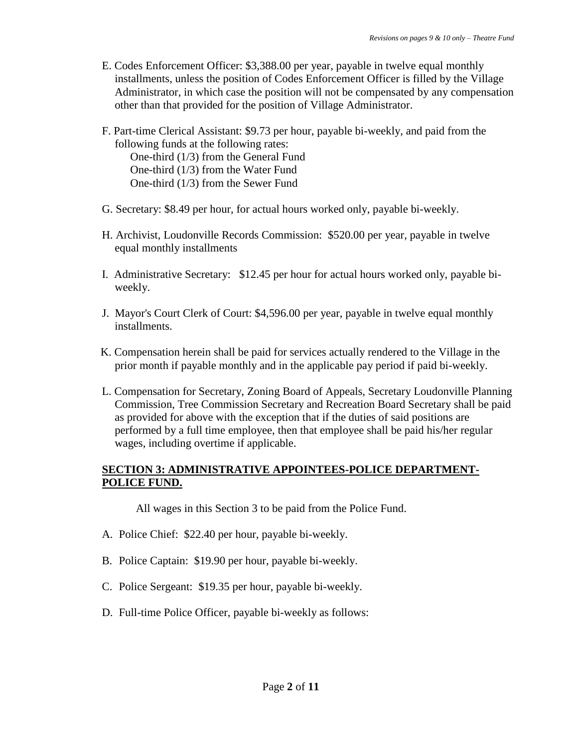E. Codes Enforcement Officer: $3,388.00 per year, payable in twelve equal monthly installments, unless the position of Codes Enforcement Officer is filled by the Village Administrator, in which case the position will not be compensated by any compensation other than that provided for the position of Village Administrator.

F. Part-time Clerical Assistant: $9.73 per hour, payable bi-weekly, and paid from the following funds at the following rates:
   One-third (1/3) from the General Fund
   One-third (1/3) from the Water Fund
   One-third (1/3) from the Sewer Fund

G. Secretary: $8.49 per hour, for actual hours worked only, payable bi-weekly.

H. Archivist, Loudonville Records Commission: $520.00 per year, payable in twelve equal monthly installments

I. Administrative Secretary: $12.45 per hour for actual hours worked only, payable bi-weekly.

J. Mayor's Court Clerk of Court: $4,596.00 per year, payable in twelve equal monthly installments.

K. Compensation herein shall be paid for services actually rendered to the Village in the prior month if payable monthly and in the applicable pay period if paid bi-weekly.

L. Compensation for Secretary, Zoning Board of Appeals, Secretary Loudonville Planning Commission, Tree Commission Secretary and Recreation Board Secretary shall be paid as provided for above with the exception that if the duties of said positions are performed by a full time employee, then that employee shall be paid his/her regular wages, including overtime if applicable.

**SECTION 3: ADMINISTRATIVE APPOINTEES-POLICE DEPARTMENT-POLICE FUND.**

All wages in this Section 3 to be paid from the Police Fund.

A. Police Chief: $22.40 per hour, payable bi-weekly.

B. Police Captain: $19.90 per hour, payable bi-weekly.

C. Police Sergeant: $19.35 per hour, payable bi-weekly.

D. Full-time Police Officer, payable bi-weekly as follows: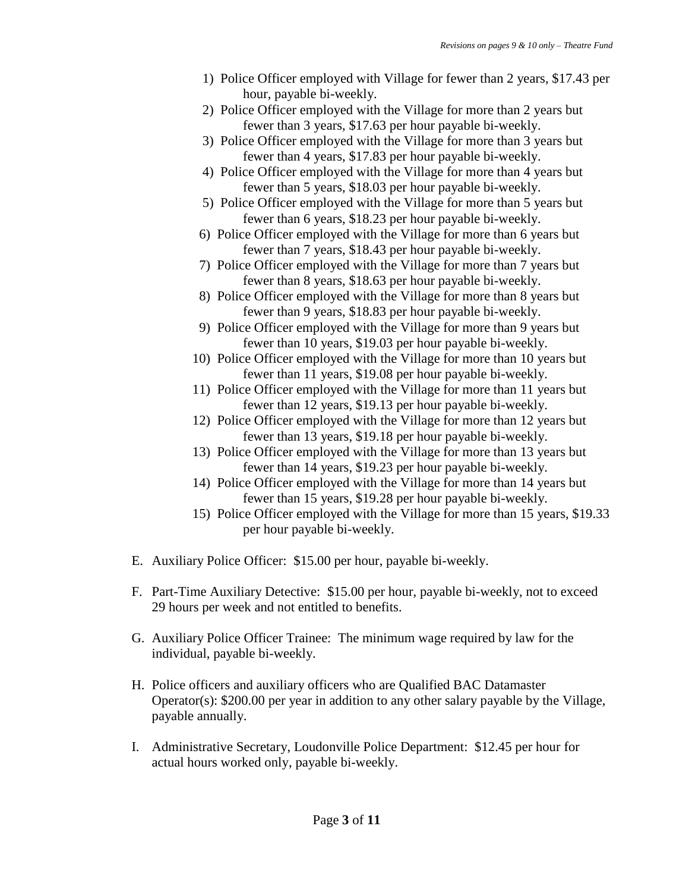1) Police Officer employed with Village for fewer than 2 years, $17.43 per hour, payable bi-weekly.
2) Police Officer employed with the Village for more than 2 years but fewer than 3 years, $17.63 per hour payable bi-weekly.
3) Police Officer employed with the Village for more than 3 years but fewer than 4 years, $17.83 per hour payable bi-weekly.
4) Police Officer employed with the Village for more than 4 years but fewer than 5 years, $18.03 per hour payable bi-weekly.
5) Police Officer employed with the Village for more than 5 years but fewer than 6 years, $18.23 per hour payable bi-weekly.
6) Police Officer employed with the Village for more than 6 years but fewer than 7 years, $18.43 per hour payable bi-weekly.
7) Police Officer employed with the Village for more than 7 years but fewer than 8 years, $18.63 per hour payable bi-weekly.
8) Police Officer employed with the Village for more than 8 years but fewer than 9 years, $18.83 per hour payable bi-weekly.
9) Police Officer employed with the Village for more than 9 years but fewer than 10 years, $19.03 per hour payable bi-weekly.
10) Police Officer employed with the Village for more than 10 years but fewer than 11 years, $19.08 per hour payable bi-weekly.
11) Police Officer employed with the Village for more than 11 years but fewer than 12 years, $19.13 per hour payable bi-weekly.
12) Police Officer employed with the Village for more than 12 years but fewer than 13 years, $19.18 per hour payable bi-weekly.
13) Police Officer employed with the Village for more than 13 years but fewer than 14 years, $19.23 per hour payable bi-weekly.
14) Police Officer employed with the Village for more than 14 years but fewer than 15 years, $19.28 per hour payable bi-weekly.
15) Police Officer employed with the Village for more than 15 years, $19.33 per hour payable bi-weekly.

E. Auxiliary Police Officer: $15.00 per hour, payable bi-weekly.

F. Part-Time Auxiliary Detective: $15.00 per hour, payable bi-weekly, not to exceed 29 hours per week and not entitled to benefits.

G. Auxiliary Police Officer Trainee: The minimum wage required by law for the individual, payable bi-weekly.

H. Police officers and auxiliary officers who are Qualified BAC Datamaster Operator(s): $200.00 per year in addition to any other salary payable by the Village, payable annually.

I. Administrative Secretary, Loudonville Police Department: $12.45 per hour for actual hours worked only, payable bi-weekly.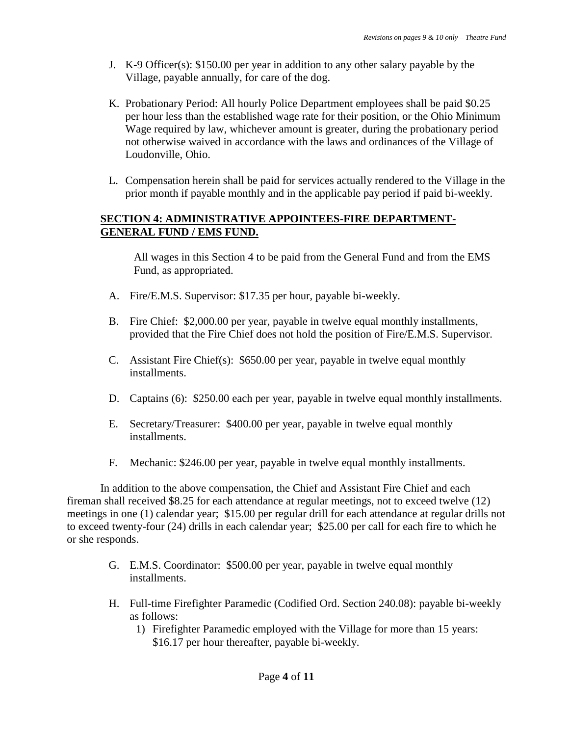J. K-9 Officer(s): $150.00 per year in addition to any other salary payable by the Village, payable annually, for care of the dog.

K. Probationary Period: All hourly Police Department employees shall be paid $0.25 per hour less than the established wage rate for their position, or the Ohio Minimum Wage required by law, whichever amount is greater, during the probationary period not otherwise waived in accordance with the laws and ordinances of the Village of Loudonville, Ohio.

L. Compensation herein shall be paid for services actually rendered to the Village in the prior month if payable monthly and in the applicable pay period if paid bi-weekly.

**SECTION 4: ADMINISTRATIVE APPOINTEES-FIRE DEPARTMENT-GENERAL FUND / EMS FUND.**

All wages in this Section 4 to be paid from the General Fund and from the EMS Fund, as appropriated.

A. Fire/E.M.S. Supervisor: $17.35 per hour, payable bi-weekly.

B. Fire Chief: $2,000.00 per year, payable in twelve equal monthly installments, provided that the Fire Chief does not hold the position of Fire/E.M.S. Supervisor.

C. Assistant Fire Chief(s): $650.00 per year, payable in twelve equal monthly installments.

D. Captains (6): $250.00 each per year, payable in twelve equal monthly installments.

E. Secretary/Treasurer: $400.00 per year, payable in twelve equal monthly installments.

F. Mechanic: $246.00 per year, payable in twelve equal monthly installments.

In addition to the above compensation, the Chief and Assistant Fire Chief and each fireman shall received $8.25 for each attendance at regular meetings, not to exceed twelve (12) meetings in one (1) calendar year; $15.00 per regular drill for each attendance at regular drills not to exceed twenty-four (24) drills in each calendar year; $25.00 per call for each fire to which he or she responds.

G. E.M.S. Coordinator: $500.00 per year, payable in twelve equal monthly installments.

H. Full-time Firefighter Paramedic (Codified Ord. Section 240.08): payable bi-weekly as follows:
   1) Firefighter Paramedic employed with the Village for more than 15 years: $16.17 per hour thereafter, payable bi-weekly.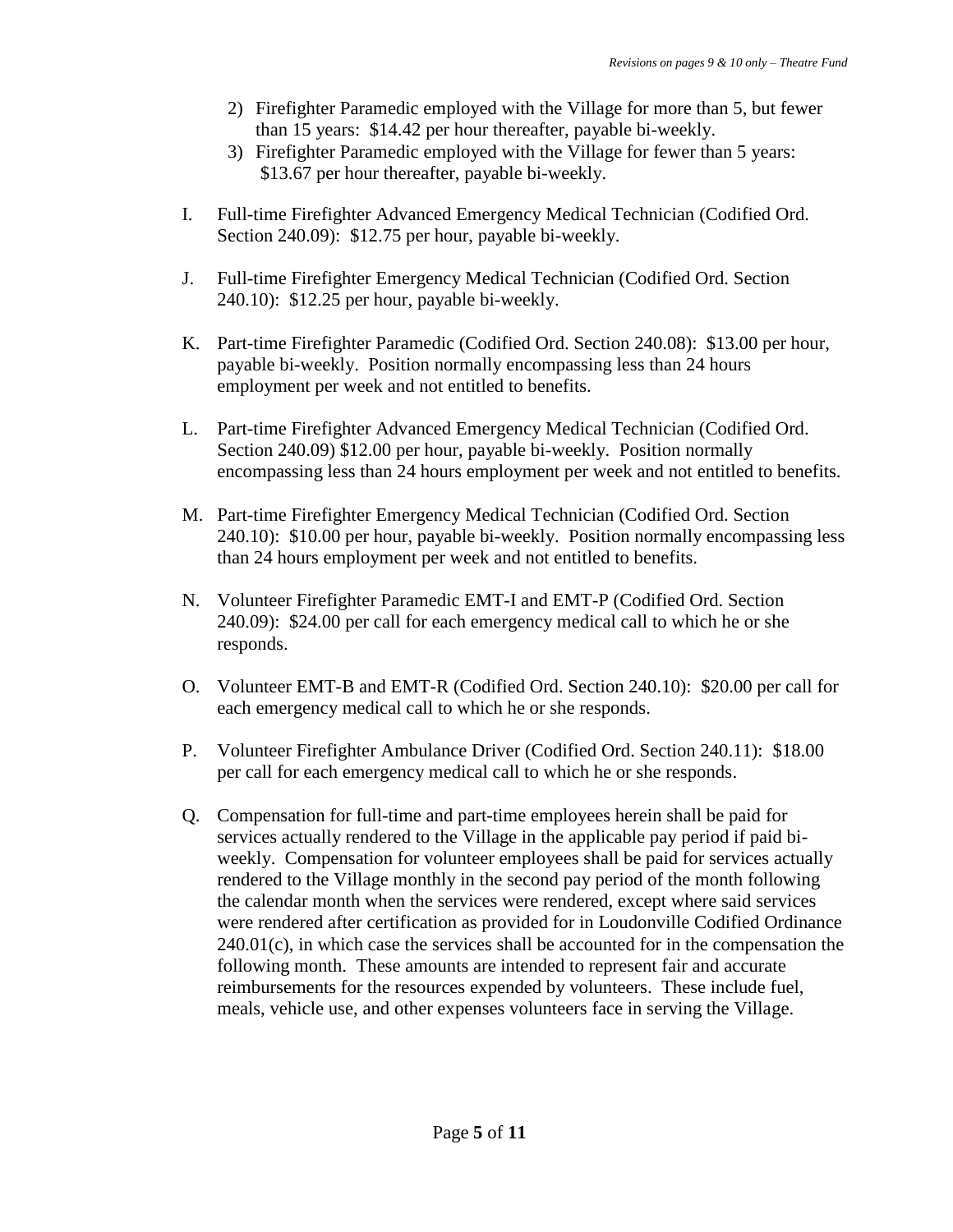2) Firefighter Paramedic employed with the Village for more than 5, but fewer than 15 years: $14.42 per hour thereafter, payable bi-weekly.
3) Firefighter Paramedic employed with the Village for fewer than 5 years: $13.67 per hour thereafter, payable bi-weekly.

I. Full-time Firefighter Advanced Emergency Medical Technician (Codified Ord. Section 240.09): $12.75 per hour, payable bi-weekly.

J. Full-time Firefighter Emergency Medical Technician (Codified Ord. Section 240.10): $12.25 per hour, payable bi-weekly.

K. Part-time Firefighter Paramedic (Codified Ord. Section 240.08): $13.00 per hour, payable bi-weekly. Position normally encompassing less than 24 hours employment per week and not entitled to benefits.

L. Part-time Firefighter Advanced Emergency Medical Technician (Codified Ord. Section 240.09) $12.00 per hour, payable bi-weekly. Position normally encompassing less than 24 hours employment per week and not entitled to benefits.

M. Part-time Firefighter Emergency Medical Technician (Codified Ord. Section 240.10): $10.00 per hour, payable bi-weekly. Position normally encompassing less than 24 hours employment per week and not entitled to benefits.

N. Volunteer Firefighter Paramedic EMT-I and EMT-P (Codified Ord. Section 240.09): $24.00 per call for each emergency medical call to which he or she responds.

O. Volunteer EMT-B and EMT-R (Codified Ord. Section 240.10): $20.00 per call for each emergency medical call to which he or she responds.

P. Volunteer Firefighter Ambulance Driver (Codified Ord. Section 240.11): $18.00 per call for each emergency medical call to which he or she responds.

Q. Compensation for full-time and part-time employees herein shall be paid for services actually rendered to the Village in the applicable pay period if paid bi-weekly. Compensation for volunteer employees shall be paid for services actually rendered to the Village monthly in the second pay period of the month following the calendar month when the services were rendered, except where said services were rendered after certification as provided for in Loudonville Codified Ordinance 240.01(c), in which case the services shall be accounted for in the compensation the following month. These amounts are intended to represent fair and accurate reimbursements for the resources expended by volunteers. These include fuel, meals, vehicle use, and other expenses volunteers face in serving the Village.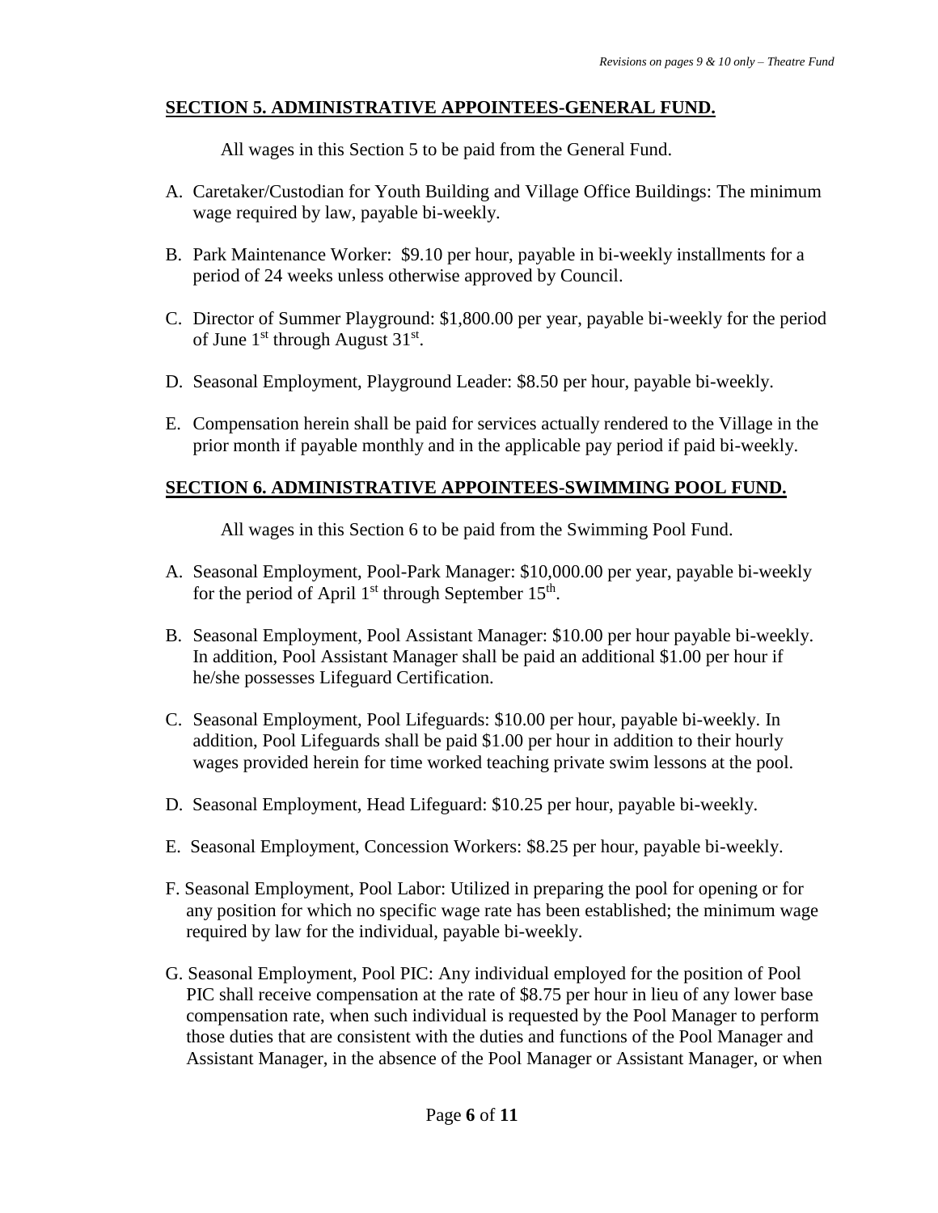## SECTION 5. ADMINISTRATIVE APPOINTEES-GENERAL FUND.

All wages in this Section 5 to be paid from the General Fund.

A. Caretaker/Custodian for Youth Building and Village Office Buildings: The minimum wage required by law, payable bi-weekly.

B. Park Maintenance Worker: $9.10 per hour, payable in bi-weekly installments for a period of 24 weeks unless otherwise approved by Council.

C. Director of Summer Playground: $1,800.00 per year, payable bi-weekly for the period of June 1st through August 31st.

D. Seasonal Employment, Playground Leader: $8.50 per hour, payable bi-weekly.

E. Compensation herein shall be paid for services actually rendered to the Village in the prior month if payable monthly and in the applicable pay period if paid bi-weekly.

## SECTION 6. ADMINISTRATIVE APPOINTEES-SWIMMING POOL FUND.

All wages in this Section 6 to be paid from the Swimming Pool Fund.

A. Seasonal Employment, Pool-Park Manager: $10,000.00 per year, payable bi-weekly for the period of April 1st through September 15th.

B. Seasonal Employment, Pool Assistant Manager: $10.00 per hour payable bi-weekly. In addition, Pool Assistant Manager shall be paid an additional $1.00 per hour if he/she possesses Lifeguard Certification.

C. Seasonal Employment, Pool Lifeguards: $10.00 per hour, payable bi-weekly. In addition, Pool Lifeguards shall be paid $1.00 per hour in addition to their hourly wages provided herein for time worked teaching private swim lessons at the pool.

D. Seasonal Employment, Head Lifeguard: $10.25 per hour, payable bi-weekly.

E. Seasonal Employment, Concession Workers: $8.25 per hour, payable bi-weekly.

F. Seasonal Employment, Pool Labor: Utilized in preparing the pool for opening or for any position for which no specific wage rate has been established; the minimum wage required by law for the individual, payable bi-weekly.

G. Seasonal Employment, Pool PIC: Any individual employed for the position of Pool PIC shall receive compensation at the rate of $8.75 per hour in lieu of any lower base compensation rate, when such individual is requested by the Pool Manager to perform those duties that are consistent with the duties and functions of the Pool Manager and Assistant Manager, in the absence of the Pool Manager or Assistant Manager, or when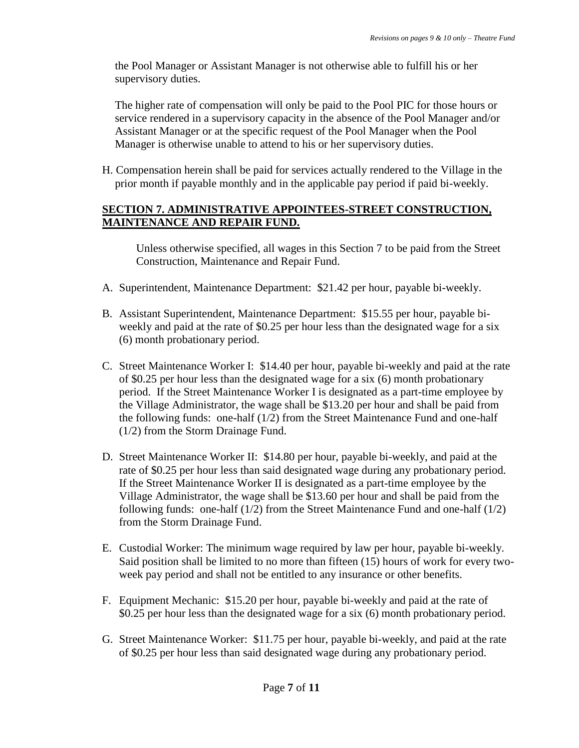the Pool Manager or Assistant Manager is not otherwise able to fulfill his or her supervisory duties.

The higher rate of compensation will only be paid to the Pool PIC for those hours or service rendered in a supervisory capacity in the absence of the Pool Manager and/or Assistant Manager or at the specific request of the Pool Manager when the Pool Manager is otherwise unable to attend to his or her supervisory duties.

H. Compensation herein shall be paid for services actually rendered to the Village in the prior month if payable monthly and in the applicable pay period if paid bi-weekly.

**SECTION 7. ADMINISTRATIVE APPOINTEES-STREET CONSTRUCTION, MAINTENANCE AND REPAIR FUND.**

Unless otherwise specified, all wages in this Section 7 to be paid from the Street Construction, Maintenance and Repair Fund.

A. Superintendent, Maintenance Department: $21.42 per hour, payable bi-weekly.

B. Assistant Superintendent, Maintenance Department: $15.55 per hour, payable bi-weekly and paid at the rate of $0.25 per hour less than the designated wage for a six (6) month probationary period.

C. Street Maintenance Worker I: $14.40 per hour, payable bi-weekly and paid at the rate of $0.25 per hour less than the designated wage for a six (6) month probationary period. If the Street Maintenance Worker I is designated as a part-time employee by the Village Administrator, the wage shall be $13.20 per hour and shall be paid from the following funds: one-half (1/2) from the Street Maintenance Fund and one-half (1/2) from the Storm Drainage Fund.

D. Street Maintenance Worker II: $14.80 per hour, payable bi-weekly, and paid at the rate of $0.25 per hour less than said designated wage during any probationary period. If the Street Maintenance Worker II is designated as a part-time employee by the Village Administrator, the wage shall be $13.60 per hour and shall be paid from the following funds: one-half (1/2) from the Street Maintenance Fund and one-half (1/2) from the Storm Drainage Fund.

E. Custodial Worker: The minimum wage required by law per hour, payable bi-weekly. Said position shall be limited to no more than fifteen (15) hours of work for every two-week pay period and shall not be entitled to any insurance or other benefits.

F. Equipment Mechanic: $15.20 per hour, payable bi-weekly and paid at the rate of $0.25 per hour less than the designated wage for a six (6) month probationary period.

G. Street Maintenance Worker: $11.75 per hour, payable bi-weekly, and paid at the rate of $0.25 per hour less than said designated wage during any probationary period.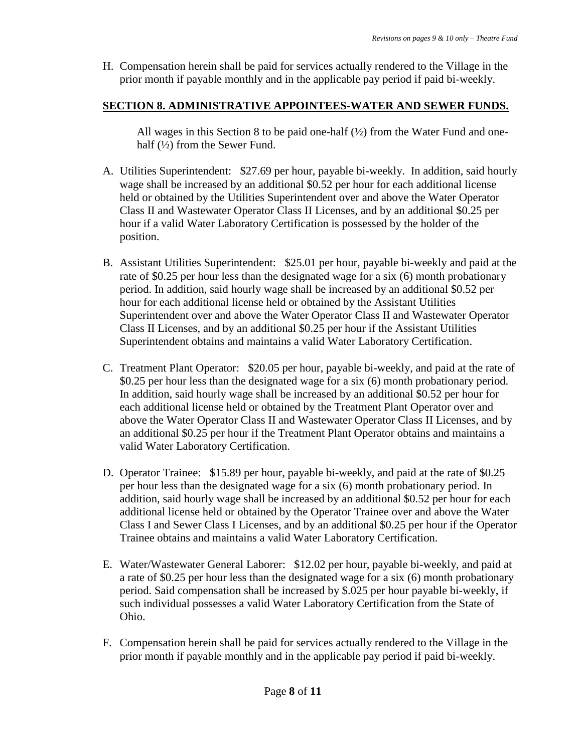H. Compensation herein shall be paid for services actually rendered to the Village in the prior month if payable monthly and in the applicable pay period if paid bi-weekly.

## SECTION 8. ADMINISTRATIVE APPOINTEES-WATER AND SEWER FUNDS.

All wages in this Section 8 to be paid one-half (½) from the Water Fund and one-half (½) from the Sewer Fund.

A. Utilities Superintendent: $27.69 per hour, payable bi-weekly. In addition, said hourly wage shall be increased by an additional $0.52 per hour for each additional license held or obtained by the Utilities Superintendent over and above the Water Operator Class II and Wastewater Operator Class II Licenses, and by an additional $0.25 per hour if a valid Water Laboratory Certification is possessed by the holder of the position.

B. Assistant Utilities Superintendent: $25.01 per hour, payable bi-weekly and paid at the rate of $0.25 per hour less than the designated wage for a six (6) month probationary period. In addition, said hourly wage shall be increased by an additional $0.52 per hour for each additional license held or obtained by the Assistant Utilities Superintendent over and above the Water Operator Class II and Wastewater Operator Class II Licenses, and by an additional $0.25 per hour if the Assistant Utilities Superintendent obtains and maintains a valid Water Laboratory Certification.

C. Treatment Plant Operator: $20.05 per hour, payable bi-weekly, and paid at the rate of $0.25 per hour less than the designated wage for a six (6) month probationary period. In addition, said hourly wage shall be increased by an additional $0.52 per hour for each additional license held or obtained by the Treatment Plant Operator over and above the Water Operator Class II and Wastewater Operator Class II Licenses, and by an additional $0.25 per hour if the Treatment Plant Operator obtains and maintains a valid Water Laboratory Certification.

D. Operator Trainee: $15.89 per hour, payable bi-weekly, and paid at the rate of $0.25 per hour less than the designated wage for a six (6) month probationary period. In addition, said hourly wage shall be increased by an additional $0.52 per hour for each additional license held or obtained by the Operator Trainee over and above the Water Class I and Sewer Class I Licenses, and by an additional $0.25 per hour if the Operator Trainee obtains and maintains a valid Water Laboratory Certification.

E. Water/Wastewater General Laborer: $12.02 per hour, payable bi-weekly, and paid at a rate of $0.25 per hour less than the designated wage for a six (6) month probationary period. Said compensation shall be increased by $.025 per hour payable bi-weekly, if such individual possesses a valid Water Laboratory Certification from the State of Ohio.

F. Compensation herein shall be paid for services actually rendered to the Village in the prior month if payable monthly and in the applicable pay period if paid bi-weekly.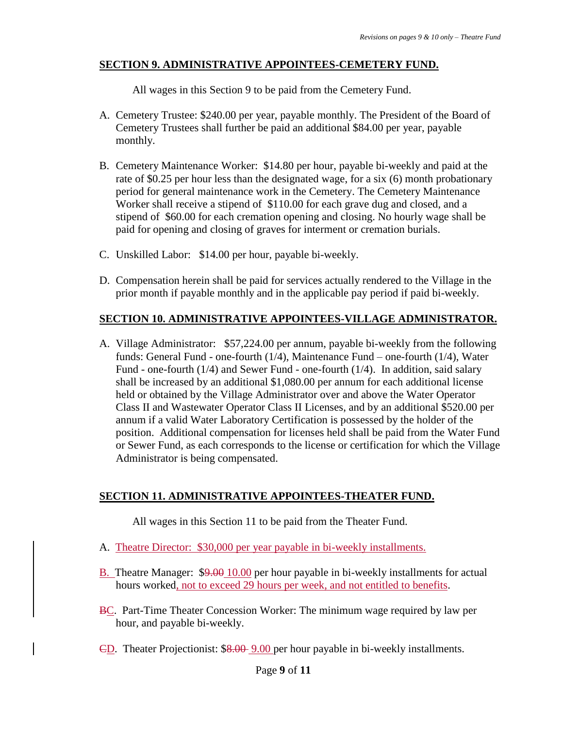## SECTION 9. ADMINISTRATIVE APPOINTEES-CEMETERY FUND.

All wages in this Section 9 to be paid from the Cemetery Fund.

A. Cemetery Trustee: $240.00 per year, payable monthly. The President of the Board of Cemetery Trustees shall further be paid an additional $84.00 per year, payable monthly.

B. Cemetery Maintenance Worker: $14.80 per hour, payable bi-weekly and paid at the rate of $0.25 per hour less than the designated wage, for a six (6) month probationary period for general maintenance work in the Cemetery. The Cemetery Maintenance Worker shall receive a stipend of $110.00 for each grave dug and closed, and a stipend of $60.00 for each cremation opening and closing. No hourly wage shall be paid for opening and closing of graves for interment or cremation burials.

C. Unskilled Labor: $14.00 per hour, payable bi-weekly.

D. Compensation herein shall be paid for services actually rendered to the Village in the prior month if payable monthly and in the applicable pay period if paid bi-weekly.

## SECTION 10. ADMINISTRATIVE APPOINTEES-VILLAGE ADMINISTRATOR.

A. Village Administrator: $57,224.00 per annum, payable bi-weekly from the following funds: General Fund - one-fourth (1/4), Maintenance Fund – one-fourth (1/4), Water Fund - one-fourth (1/4) and Sewer Fund - one-fourth (1/4). In addition, said salary shall be increased by an additional $1,080.00 per annum for each additional license held or obtained by the Village Administrator over and above the Water Operator Class II and Wastewater Operator Class II Licenses, and by an additional $520.00 per annum if a valid Water Laboratory Certification is possessed by the holder of the position. Additional compensation for licenses held shall be paid from the Water Fund or Sewer Fund, as each corresponds to the license or certification for which the Village Administrator is being compensated.

## SECTION 11. ADMINISTRATIVE APPOINTEES-THEATER FUND.

All wages in this Section 11 to be paid from the Theater Fund.

A. Theatre Director: $30,000 per year payable in bi-weekly installments.

B. Theatre Manager: $~~9.00~~ 10.00 per hour payable in bi-weekly installments for actual hours worked, not to exceed 29 hours per week, and not entitled to benefits.

~~B~~C. Part-Time Theater Concession Worker: The minimum wage required by law per hour, and payable bi-weekly.

~~C~~D. Theater Projectionist: $~~8.00~~ 9.00 per hour payable in bi-weekly installments.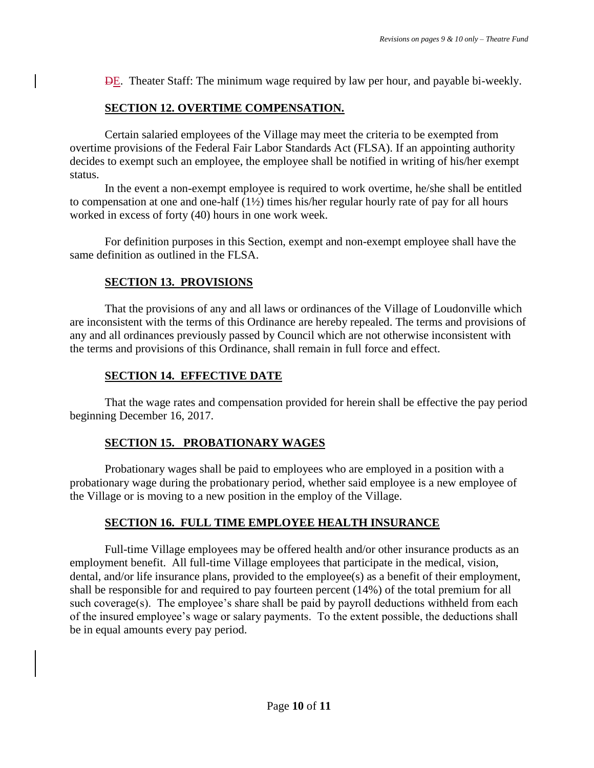~~D~~E. Theater Staff: The minimum wage required by law per hour, and payable bi-weekly.

## SECTION 12. OVERTIME COMPENSATION.

Certain salaried employees of the Village may meet the criteria to be exempted from overtime provisions of the Federal Fair Labor Standards Act (FLSA). If an appointing authority decides to exempt such an employee, the employee shall be notified in writing of his/her exempt status.

In the event a non-exempt employee is required to work overtime, he/she shall be entitled to compensation at one and one-half (1½) times his/her regular hourly rate of pay for all hours worked in excess of forty (40) hours in one work week.

For definition purposes in this Section, exempt and non-exempt employee shall have the same definition as outlined in the FLSA.

## SECTION 13. PROVISIONS

That the provisions of any and all laws or ordinances of the Village of Loudonville which are inconsistent with the terms of this Ordinance are hereby repealed. The terms and provisions of any and all ordinances previously passed by Council which are not otherwise inconsistent with the terms and provisions of this Ordinance, shall remain in full force and effect.

## SECTION 14. EFFECTIVE DATE

That the wage rates and compensation provided for herein shall be effective the pay period beginning December 16, 2017.

## SECTION 15. PROBATIONARY WAGES

Probationary wages shall be paid to employees who are employed in a position with a probationary wage during the probationary period, whether said employee is a new employee of the Village or is moving to a new position in the employ of the Village.

## SECTION 16. FULL TIME EMPLOYEE HEALTH INSURANCE

Full-time Village employees may be offered health and/or other insurance products as an employment benefit. All full-time Village employees that participate in the medical, vision, dental, and/or life insurance plans, provided to the employee(s) as a benefit of their employment, shall be responsible for and required to pay fourteen percent (14%) of the total premium for all such coverage(s). The employee's share shall be paid by payroll deductions withheld from each of the insured employee's wage or salary payments. To the extent possible, the deductions shall be in equal amounts every pay period.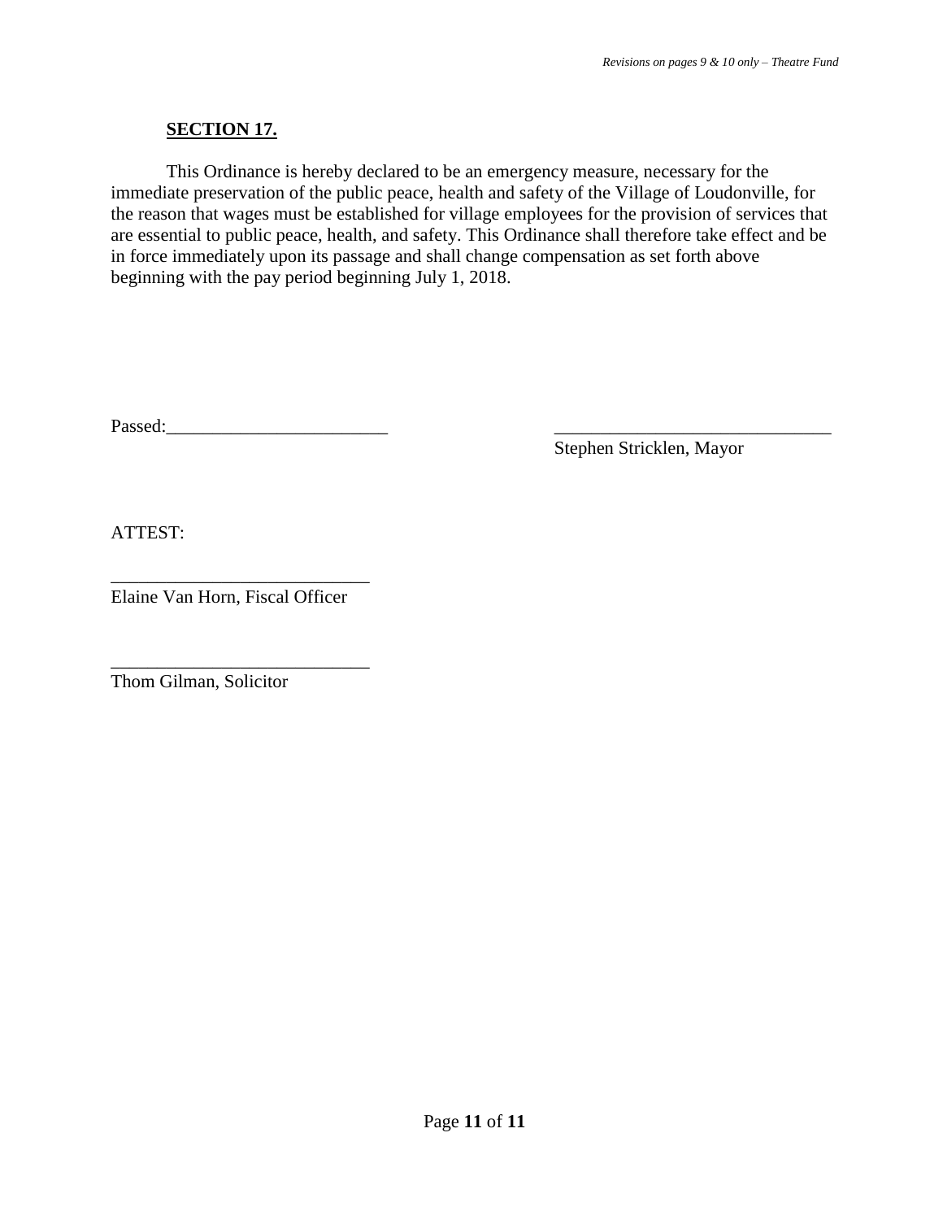**SECTION 17.**

This Ordinance is hereby declared to be an emergency measure, necessary for the immediate preservation of the public peace, health and safety of the Village of Loudonville, for the reason that wages must be established for village employees for the provision of services that are essential to public peace, health, and safety. This Ordinance shall therefore take effect and be in force immediately upon its passage and shall change compensation as set forth above beginning with the pay period beginning July 1, 2018.

Passed:________________________

_______________________________
Stephen Stricklen, Mayor

ATTEST:

____________________________
Elaine Van Horn, Fiscal Officer

____________________________
Thom Gilman, Solicitor